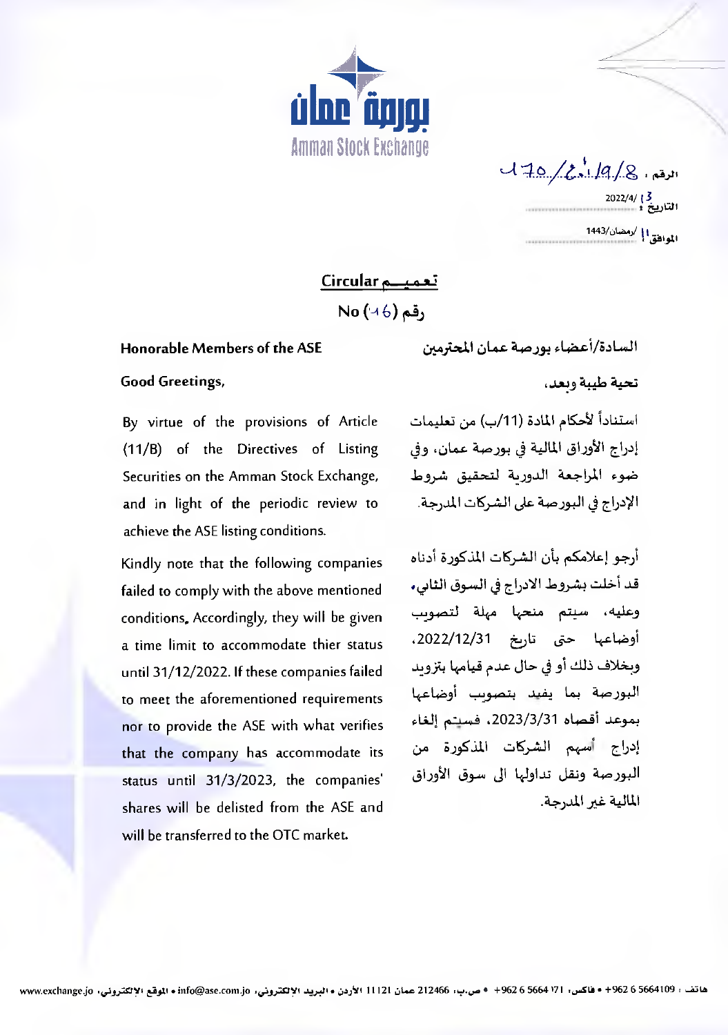بورصة عمان
Amman Stock Exchange

الرقم: 1/70/2022/8

التاريخ: 2022/4/13

الموافق: 11/رمضان/1443

## تعميم Circular

رقم No (16)

السادة/أعضاء بورصة عمان المحترمين

تحية طيبة وبعد،

استناداً لأحكام المادة (11/ب) من تعليمات إدراج الأوراق المالية في بورصة عمان، وفي ضوء المراجعة الدورية لتحقيق شروط الإدراج في البورصة على الشركات المدرجة.

أرجو إعلامكم بأن الشركات المذكورة أدناه قد أخلت بشروط الادراج في السوق الثاني، وعليه، سيتم منحها مهلة لتصويب أوضاعها حتى تاريخ 2022/12/31، وبخلاف ذلك أو في حال عدم قيامها بتزويد البورصة بما يفيد بتصويب أوضاعها بموعد أقصاه 2023/3/31، فسيتم إلغاء إدراج أسهم الشركات المذكورة من البورصة ونقل تداولها الى سوق الأوراق المالية غير المدرجة.

**Honorable Members of the ASE**

**Good Greetings,**

By virtue of the provisions of Article (11/B) of the Directives of Listing Securities on the Amman Stock Exchange, and in light of the periodic review to achieve the ASE listing conditions.

Kindly note that the following companies failed to comply with the above mentioned conditions. Accordingly, they will be given a time limit to accommodate thier status until 31/12/2022. If these companies failed to meet the aforementioned requirements nor to provide the ASE with what verifies that the company has accommodate its status until 31/3/2023, the companies' shares will be delisted from the ASE and will be transferred to the OTC market.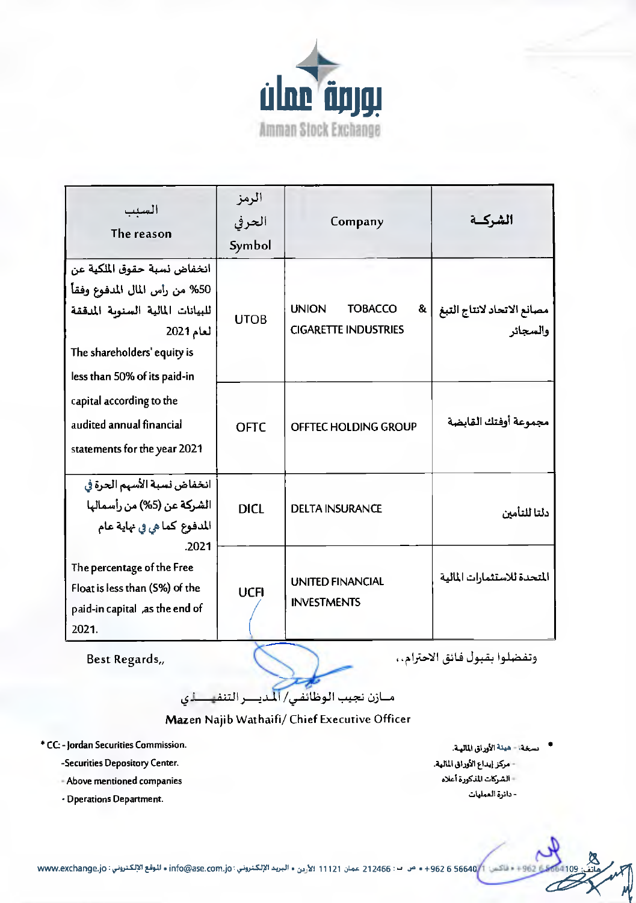بورصة عمان
Amman Stock Exchange

| السبب The reason | الرمز الحرفي Symbol | Company | الشركــة |
|---|---|---|---|
| انخفاض نسبة حقوق الملكية عن 50% من رأس المال المدفوع وفقاً للبيانات المالية السنوية المدققة لعام 2021 The shareholders' equity is less than 50% of its paid-in capital according to the audited annual financial statements for the year 2021 | UTOB | UNION TOBACCO & CIGARETTE INDUSTRIES | مصانع الاتحاد لانتاج التبغ والسجائر |
| | OFTC | OFFTEC HOLDING GROUP | مجموعة أوفتك القابضة |
| انخفاض نسبة الأسهم الحرة في الشركة عن (5%) من رأسمالها المدفوع كما هي في نهاية عام 2021. The percentage of the Free Float is less than (5%) of the paid-in capital ,as the end of 2021. | DICL | DELTA INSURANCE | دلتا للتأمين |
| | UCFI | UNITED FINANCIAL INVESTMENTS | المتحدة للاستثمارات المالية |

Best Regards,,

وتفضلوا بقبول فائق الاحترام،،

مــازن نجيب الوظائفي/ المديــــر التنفيـــــذي

Mazen Najib Wathaifi/ Chief Executive Officer

* CC: - Jordan Securities Commission.
  - Securities Depository Center.
  - Above mentioned companies
  - Operations Department.

* نسخة: - هيئة الأوراق المالية.
  - مركز إيداع الأوراق المالية.
  - الشركات المذكورة أعلاه
  - دائرة العمليات

هاتف: 5664109 6 962+ • فاكس: 5664071 6 962+ • ص ب: 212466 عمان 11121 الأردن • البريد الإلكتروني: info@ase.com.jo • الموقع الإلكتروني: www.exchange.jo